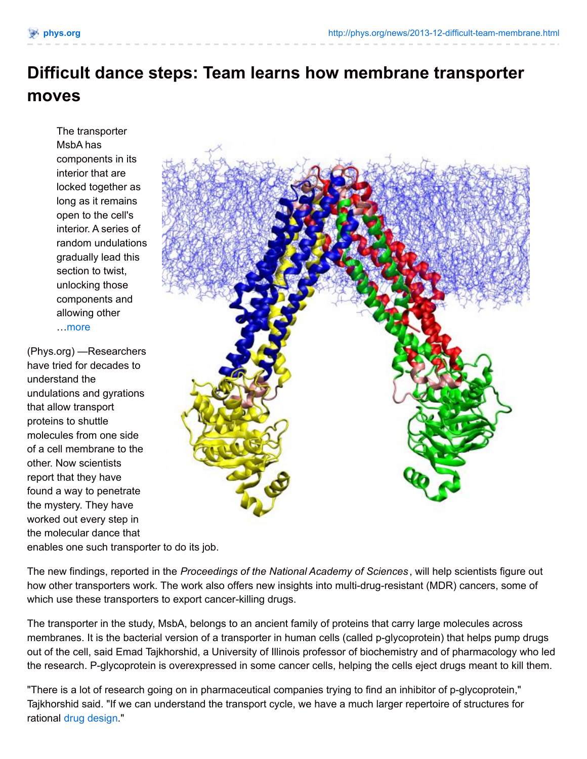# Difficult dance steps: Team learns how membrane transporter moves

The transporter MsbA has components in its interior that are locked together as long as it remains open to the cell's interior. A series of random undulations gradually lead this section to twist, unlocking those components and allowing other …more

(Phys.org) —Researchers have tried for decades to understand the undulations and gyrations that allow transport proteins to shuttle molecules from one side of a cell membrane to the other. Now scientists report that they have found a way to penetrate the mystery. They have worked out every step in the molecular dance that enables one such transporter to do its job.

The new findings, reported in the *Proceedings of the National Academy of Sciences*, will help scientists figure out how other transporters work. The work also offers new insights into multi-drug-resistant (MDR) cancers, some of which use these transporters to export cancer-killing drugs.

The transporter in the study, MsbA, belongs to an ancient family of proteins that carry large molecules across membranes. It is the bacterial version of a transporter in human cells (called p-glycoprotein) that helps pump drugs out of the cell, said Emad Tajkhorshid, a University of Illinois professor of biochemistry and of pharmacology who led the research. P-glycoprotein is overexpressed in some cancer cells, helping the cells eject drugs meant to kill them.

"There is a lot of research going on in pharmaceutical companies trying to find an inhibitor of p-glycoprotein," Tajkhorshid said. "If we can understand the transport cycle, we have a much larger repertoire of structures for rational drug design."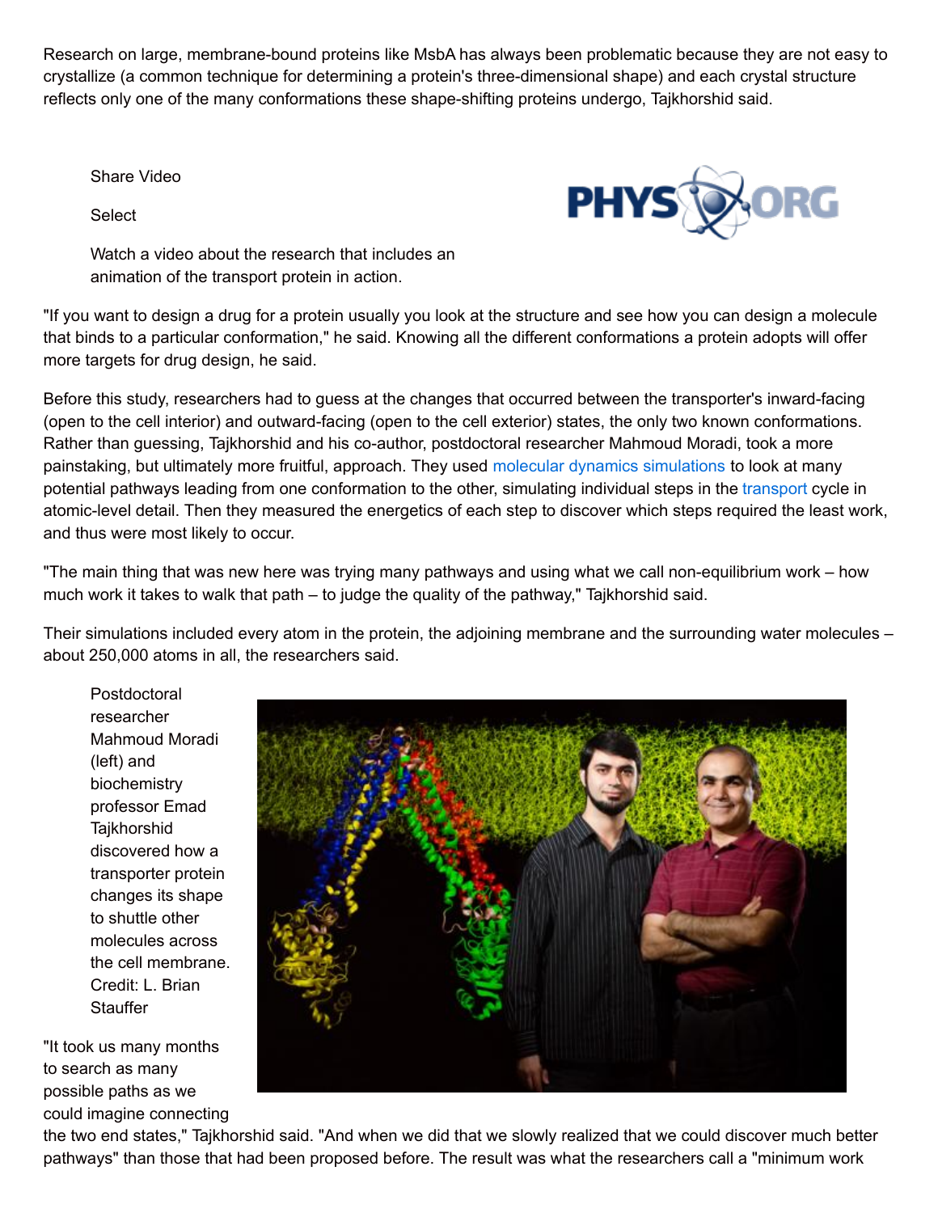Research on large, membrane-bound proteins like MsbA has always been problematic because they are not easy to crystallize (a common technique for determining a protein's three-dimensional shape) and each crystal structure reflects only one of the many conformations these shape-shifting proteins undergo, Tajkhorshid said.

Share Video

Select

Watch a video about the research that includes an animation of the transport protein in action.

"If you want to design a drug for a protein usually you look at the structure and see how you can design a molecule that binds to a particular conformation," he said. Knowing all the different conformations a protein adopts will offer more targets for drug design, he said.

Before this study, researchers had to guess at the changes that occurred between the transporter's inward-facing (open to the cell interior) and outward-facing (open to the cell exterior) states, the only two known conformations. Rather than guessing, Tajkhorshid and his co-author, postdoctoral researcher Mahmoud Moradi, took a more painstaking, but ultimately more fruitful, approach. They used molecular dynamics simulations to look at many potential pathways leading from one conformation to the other, simulating individual steps in the transport cycle in atomic-level detail. Then they measured the energetics of each step to discover which steps required the least work, and thus were most likely to occur.

"The main thing that was new here was trying many pathways and using what we call non-equilibrium work – how much work it takes to walk that path – to judge the quality of the pathway," Tajkhorshid said.

Their simulations included every atom in the protein, the adjoining membrane and the surrounding water molecules – about 250,000 atoms in all, the researchers said.

Postdoctoral researcher Mahmoud Moradi (left) and biochemistry professor Emad Tajkhorshid discovered how a transporter protein changes its shape to shuttle other molecules across the cell membrane. Credit: L. Brian Stauffer

"It took us many months to search as many possible paths as we could imagine connecting the two end states," Tajkhorshid said. "And when we did that we slowly realized that we could discover much better pathways" than those that had been proposed before. The result was what the researchers call a "minimum work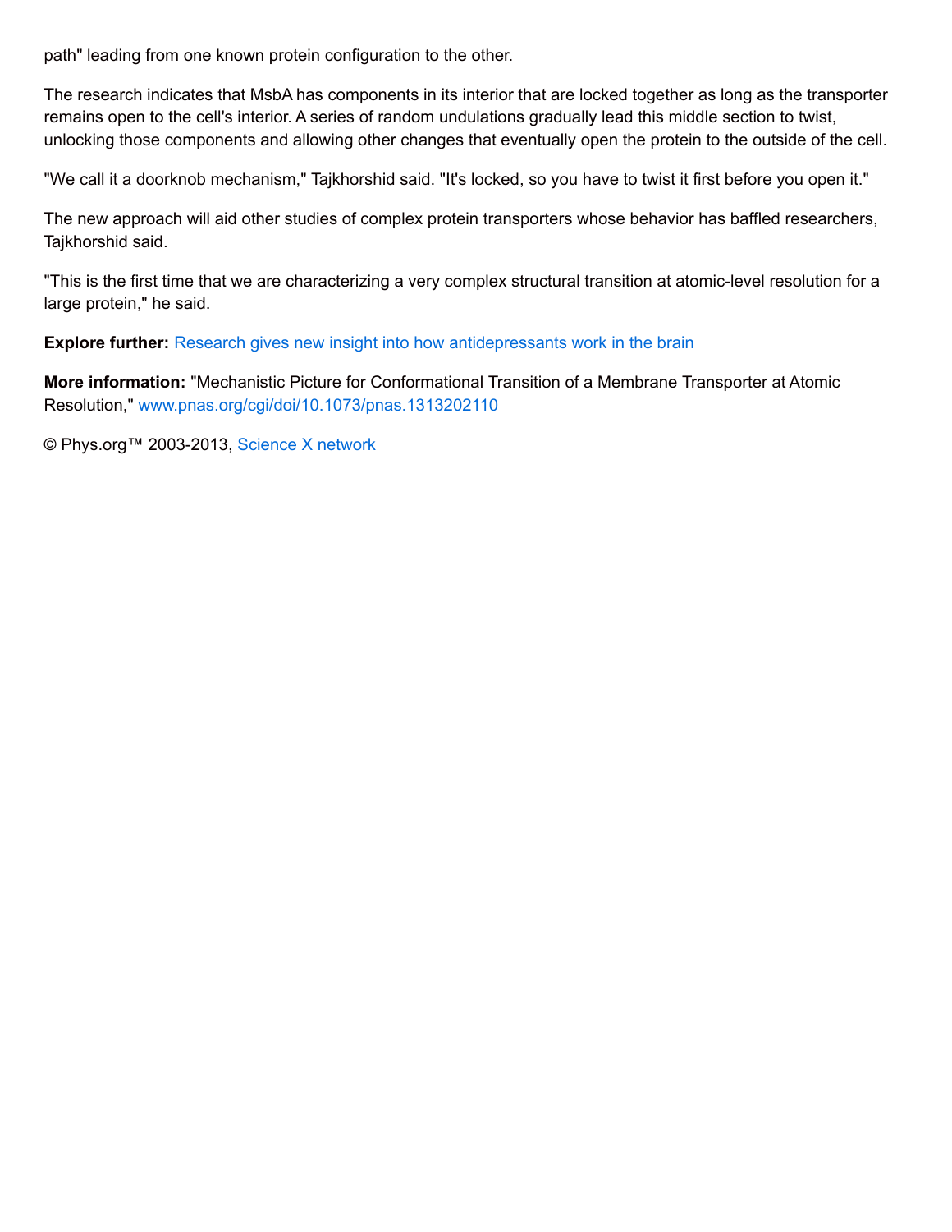path" leading from one known protein configuration to the other.

The research indicates that MsbA has components in its interior that are locked together as long as the transporter remains open to the cell's interior. A series of random undulations gradually lead this middle section to twist, unlocking those components and allowing other changes that eventually open the protein to the outside of the cell.

"We call it a doorknob mechanism," Tajkhorshid said. "It's locked, so you have to twist it first before you open it."

The new approach will aid other studies of complex protein transporters whose behavior has baffled researchers, Tajkhorshid said.

"This is the first time that we are characterizing a very complex structural transition at atomic-level resolution for a large protein," he said.

**Explore further:** Research gives new insight into how antidepressants work in the brain

**More information:** "Mechanistic Picture for Conformational Transition of a Membrane Transporter at Atomic Resolution," www.pnas.org/cgi/doi/10.1073/pnas.1313202110

© Phys.org™ 2003-2013, Science X network